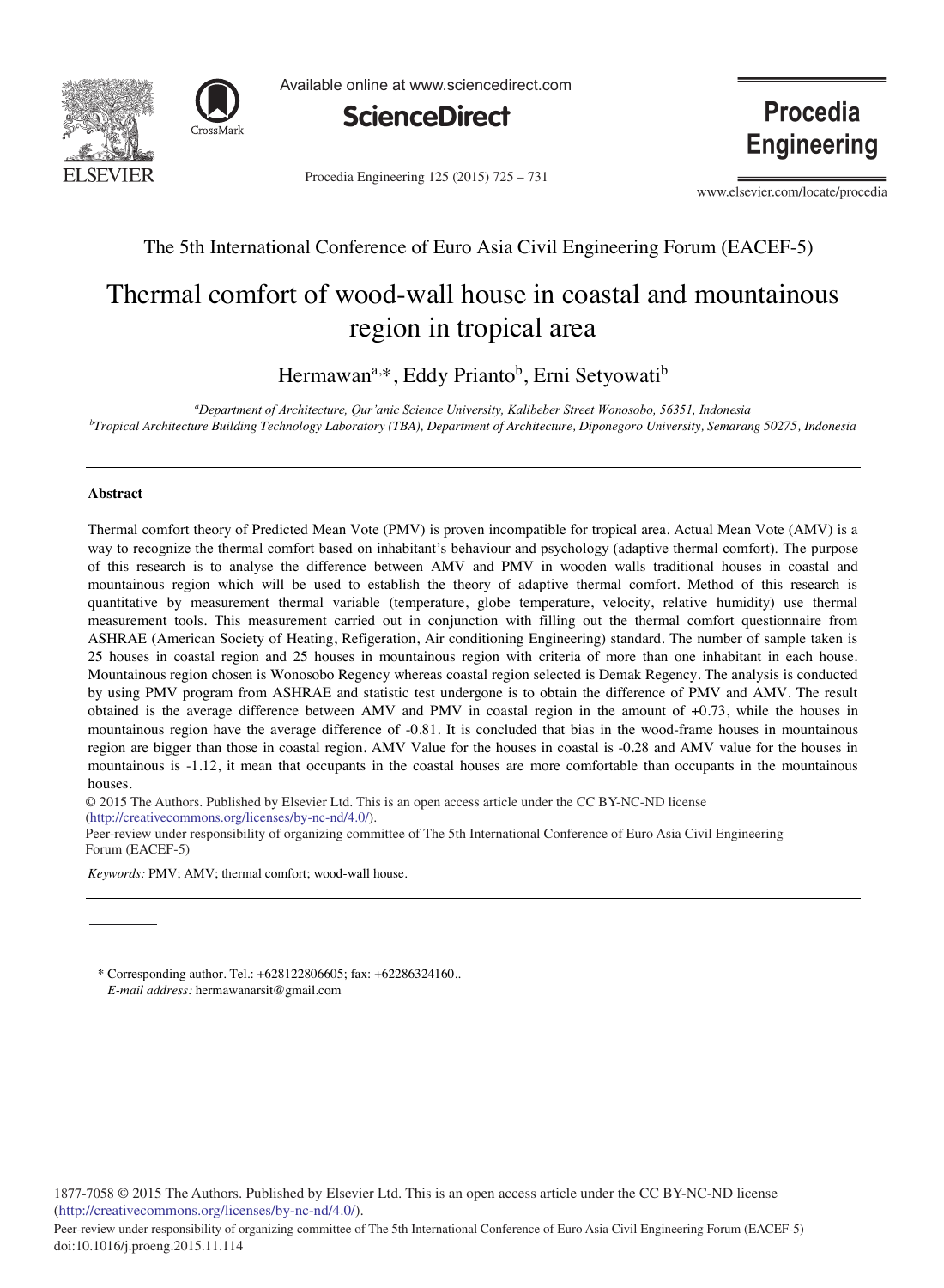The 5th International Conference of Euro Asia Civil Engineering Forum (EACEF-5)

# Thermal comfort of wood-wall house in coastal and mountainous region in tropical area

Hermawan[a,*], Eddy Prianto[b], Erni Setyowati[b]

[a]*Department of Architecture, Qur'anic Science University, Kalibeber Street Wonosobo, 56351, Indonesia*
[b]*Tropical Architecture Building Technology Laboratory (TBA), Department of Architecture, Diponegoro University, Semarang 50275, Indonesia*

---

## Abstract

Thermal comfort theory of Predicted Mean Vote (PMV) is proven incompatible for tropical area. Actual Mean Vote (AMV) is a way to recognize the thermal comfort based on inhabitant's behaviour and psychology (adaptive thermal comfort). The purpose of this research is to analyse the difference between AMV and PMV in wooden walls traditional houses in coastal and mountainous region which will be used to establish the theory of adaptive thermal comfort. Method of this research is quantitative by measurement thermal variable (temperature, globe temperature, velocity, relative humidity) use thermal measurement tools. This measurement carried out in conjunction with filling out the thermal comfort questionnaire from ASHRAE (American Society of Heating, Refigeration, Air conditioning Engineering) standard. The number of sample taken is 25 houses in coastal region and 25 houses in mountainous region with criteria of more than one inhabitant in each house. Mountainous region chosen is Wonosobo Regency whereas coastal region selected is Demak Regency. The analysis is conducted by using PMV program from ASHRAE and statistic test undergone is to obtain the difference of PMV and AMV. The result obtained is the average difference between AMV and PMV in coastal region in the amount of +0.73, while the houses in mountainous region have the average difference of -0.81. It is concluded that bias in the wood-frame houses in mountainous region are bigger than those in coastal region. AMV Value for the houses in coastal is -0.28 and AMV value for the houses in mountainous is -1.12, it mean that occupants in the coastal houses are more comfortable than occupants in the mountainous houses.

© 2015 The Authors. Published by Elsevier Ltd. This is an open access article under the CC BY-NC-ND license (http://creativecommons.org/licenses/by-nc-nd/4.0/).
Peer-review under responsibility of organizing committee of The 5th International Conference of Euro Asia Civil Engineering Forum (EACEF-5)

*Keywords:* PMV; AMV; thermal comfort; wood-wall house.

---

\* Corresponding author. Tel.: +628122806605; fax: +62286324160..
*E-mail address:* hermawanarsit@gmail.com

1877-7058 © 2015 The Authors. Published by Elsevier Ltd. This is an open access article under the CC BY-NC-ND license (http://creativecommons.org/licenses/by-nc-nd/4.0/).
Peer-review under responsibility of organizing committee of The 5th International Conference of Euro Asia Civil Engineering Forum (EACEF-5)
doi:10.1016/j.proeng.2015.11.114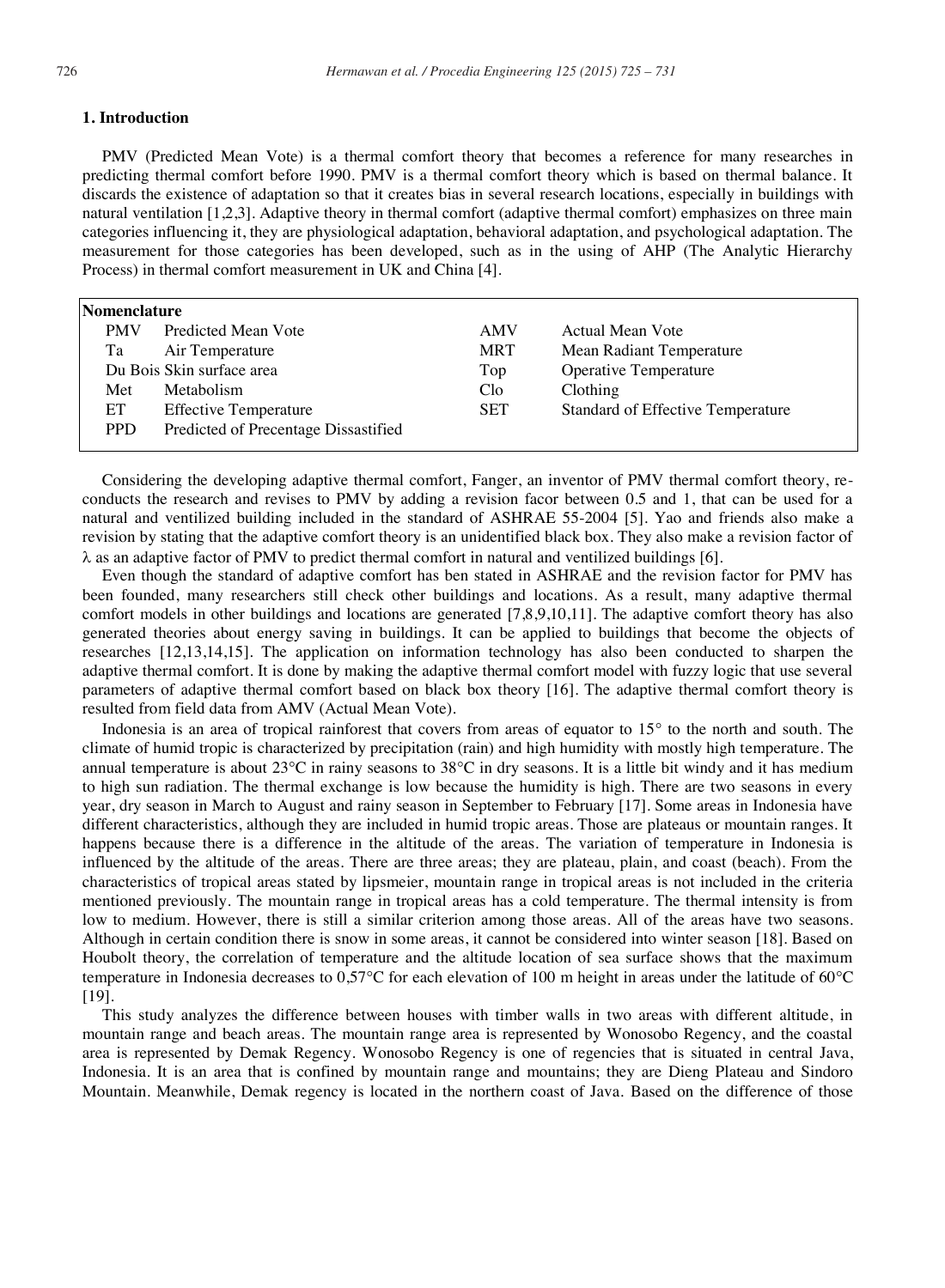## 1. Introduction

PMV (Predicted Mean Vote) is a thermal comfort theory that becomes a reference for many researches in predicting thermal comfort before 1990. PMV is a thermal comfort theory which is based on thermal balance. It discards the existence of adaptation so that it creates bias in several research locations, especially in buildings with natural ventilation [1,2,3]. Adaptive theory in thermal comfort (adaptive thermal comfort) emphasizes on three main categories influencing it, they are physiological adaptation, behavioral adaptation, and psychological adaptation. The measurement for those categories has been developed, such as in the using of AHP (The Analytic Hierarchy Process) in thermal comfort measurement in UK and China [4].

| **Nomenclature** | | | |
|---|---|---|---|
| PMV | Predicted Mean Vote | AMV | Actual Mean Vote |
| Ta | Air Temperature | MRT | Mean Radiant Temperature |
| Du Bois | Skin surface area | Top | Operative Temperature |
| Met | Metabolism | Clo | Clothing |
| ET | Effective Temperature | SET | Standard of Effective Temperature |
| PPD | Predicted of Precentage Dissatisfied | | |

Considering the developing adaptive thermal comfort, Fanger, an inventor of PMV thermal comfort theory, re-conducts the research and revises to PMV by adding a revision facor between 0.5 and 1, that can be used for a natural and ventilized building included in the standard of ASHRAE 55-2004 [5]. Yao and friends also make a revision by stating that the adaptive comfort theory is an unidentified black box. They also make a revision factor of $\lambda$ as an adaptive factor of PMV to predict thermal comfort in natural and ventilized buildings [6].

Even though the standard of adaptive comfort has ben stated in ASHRAE and the revision factor for PMV has been founded, many researchers still check other buildings and locations. As a result, many adaptive thermal comfort models in other buildings and locations are generated [7,8,9,10,11]. The adaptive comfort theory has also generated theories about energy saving in buildings. It can be applied to buildings that become the objects of researches [12,13,14,15]. The application on information technology has also been conducted to sharpen the adaptive thermal comfort. It is done by making the adaptive thermal comfort model with fuzzy logic that use several parameters of adaptive thermal comfort based on black box theory [16]. The adaptive thermal comfort theory is resulted from field data from AMV (Actual Mean Vote).

Indonesia is an area of tropical rainforest that covers from areas of equator to 15° to the north and south. The climate of humid tropic is characterized by precipitation (rain) and high humidity with mostly high temperature. The annual temperature is about 23°C in rainy seasons to 38°C in dry seasons. It is a little bit windy and it has medium to high sun radiation. The thermal exchange is low because the humidity is high. There are two seasons in every year, dry season in March to August and rainy season in September to February [17]. Some areas in Indonesia have different characteristics, although they are included in humid tropic areas. Those are plateaus or mountain ranges. It happens because there is a difference in the altitude of the areas. The variation of temperature in Indonesia is influenced by the altitude of the areas. There are three areas; they are plateau, plain, and coast (beach). From the characteristics of tropical areas stated by lipsmeier, mountain range in tropical areas is not included in the criteria mentioned previously. The mountain range in tropical areas has a cold temperature. The thermal intensity is from low to medium. However, there is still a similar criterion among those areas. All of the areas have two seasons. Although in certain condition there is snow in some areas, it cannot be considered into winter season [18]. Based on Houbolt theory, the correlation of temperature and the altitude location of sea surface shows that the maximum temperature in Indonesia decreases to 0,57°C for each elevation of 100 m height in areas under the latitude of 60°C [19].

This study analyzes the difference between houses with timber walls in two areas with different altitude, in mountain range and beach areas. The mountain range area is represented by Wonosobo Regency, and the coastal area is represented by Demak Regency. Wonosobo Regency is one of regencies that is situated in central Java, Indonesia. It is an area that is confined by mountain range and mountains; they are Dieng Plateau and Sindoro Mountain. Meanwhile, Demak regency is located in the northern coast of Java. Based on the difference of those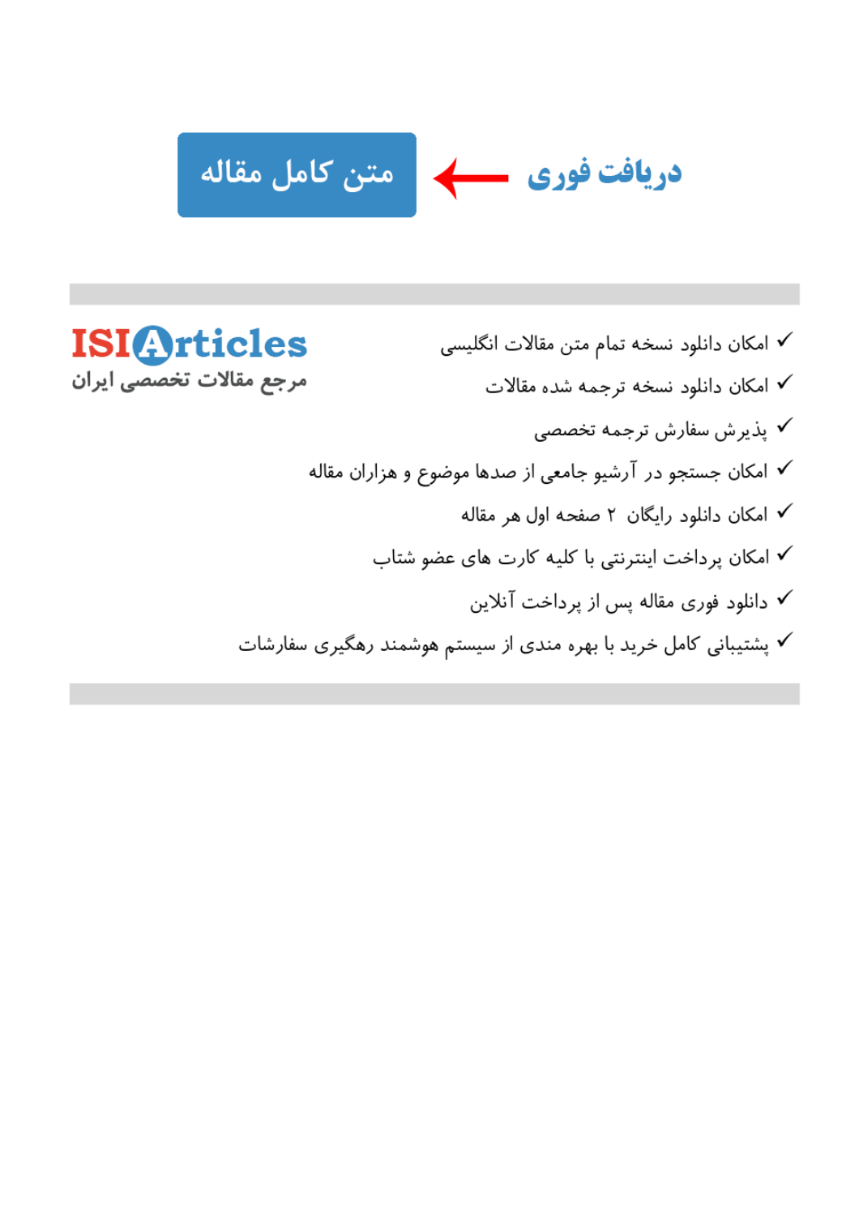دریافت فوری ← متن کامل مقاله

**ISIArticles**
مرجع مقالات تخصصی ایران

- ✓ امکان دانلود نسخه تمام متن مقالات انگلیسی
- ✓ امکان دانلود نسخه ترجمه شده مقالات
- ✓ پذیرش سفارش ترجمه تخصصی
- ✓ امکان جستجو در آرشیو جامعی از صدها موضوع و هزاران مقاله
- ✓ امکان دانلود رایگان ۲ صفحه اول هر مقاله
- ✓ امکان پرداخت اینترنتی با کلیه کارت های عضو شتاب
- ✓ دانلود فوری مقاله پس از پرداخت آنلاین
- ✓ پشتیبانی کامل خرید با بهره مندی از سیستم هوشمند رهگیری سفارشات